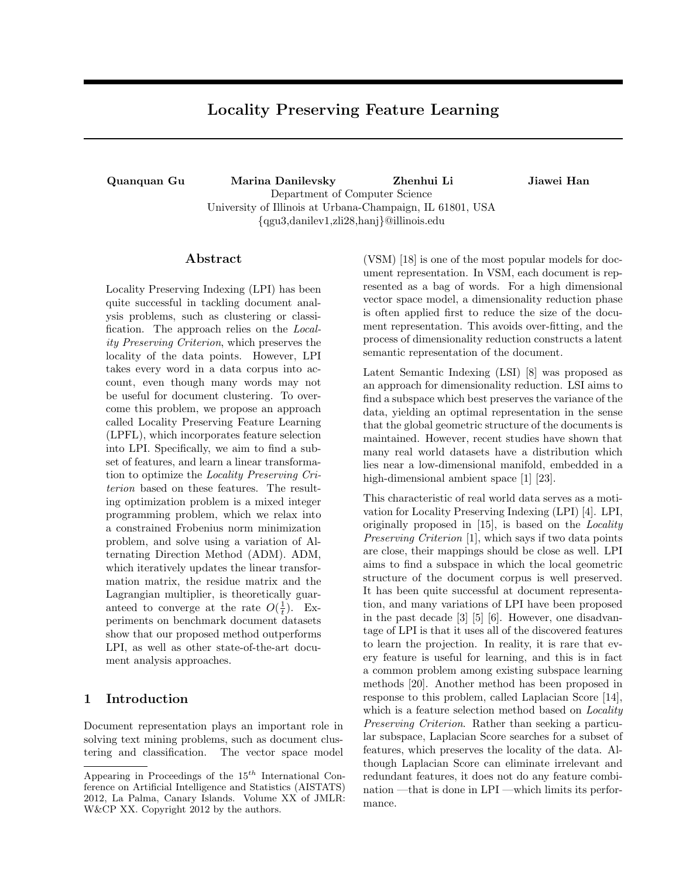# Locality Preserving Feature Learning

**Quanquan Gu** **Marina Danilevsky** **Zhenhui Li** **Jiawei Han**
Department of Computer Science
University of Illinois at Urbana-Champaign, IL 61801, USA
{qgu3,danilev1,zli28,hanj}@illinois.edu

## Abstract

Locality Preserving Indexing (LPI) has been quite successful in tackling document analysis problems, such as clustering or classification. The approach relies on the *Locality Preserving Criterion*, which preserves the locality of the data points. However, LPI takes every word in a data corpus into account, even though many words may not be useful for document clustering. To overcome this problem, we propose an approach called Locality Preserving Feature Learning (LPFL), which incorporates feature selection into LPI. Specifically, we aim to find a subset of features, and learn a linear transformation to optimize the *Locality Preserving Criterion* based on these features. The resulting optimization problem is a mixed integer programming problem, which we relax into a constrained Frobenius norm minimization problem, and solve using a variation of Alternating Direction Method (ADM). ADM, which iteratively updates the linear transformation matrix, the residue matrix and the Lagrangian multiplier, is theoretically guaranteed to converge at the rate $O(\frac{1}{t})$. Experiments on benchmark document datasets show that our proposed method outperforms LPI, as well as other state-of-the-art document analysis approaches.

## 1 Introduction

Document representation plays an important role in solving text mining problems, such as document clustering and classification. The vector space model (VSM) [18] is one of the most popular models for document representation. In VSM, each document is represented as a bag of words. For a high dimensional vector space model, a dimensionality reduction phase is often applied first to reduce the size of the document representation. This avoids over-fitting, and the process of dimensionality reduction constructs a latent semantic representation of the document.

Latent Semantic Indexing (LSI) [8] was proposed as an approach for dimensionality reduction. LSI aims to find a subspace which best preserves the variance of the data, yielding an optimal representation in the sense that the global geometric structure of the documents is maintained. However, recent studies have shown that many real world datasets have a distribution which lies near a low-dimensional manifold, embedded in a high-dimensional ambient space [1] [23].

This characteristic of real world data serves as a motivation for Locality Preserving Indexing (LPI) [4]. LPI, originally proposed in [15], is based on the *Locality Preserving Criterion* [1], which says if two data points are close, their mappings should be close as well. LPI aims to find a subspace in which the local geometric structure of the document corpus is well preserved. It has been quite successful at document representation, and many variations of LPI have been proposed in the past decade [3] [5] [6]. However, one disadvantage of LPI is that it uses all of the discovered features to learn the projection. In reality, it is rare that every feature is useful for learning, and this is in fact a common problem among existing subspace learning methods [20]. Another method has been proposed in response to this problem, called Laplacian Score [14], which is a feature selection method based on *Locality Preserving Criterion*. Rather than seeking a particular subspace, Laplacian Score searches for a subset of features, which preserves the locality of the data. Although Laplacian Score can eliminate irrelevant and redundant features, it does not do any feature combination —that is done in LPI —which limits its performance.

Appearing in Proceedings of the $15^{th}$ International Conference on Artificial Intelligence and Statistics (AISTATS) 2012, La Palma, Canary Islands. Volume XX of JMLR: W&CP XX. Copyright 2012 by the authors.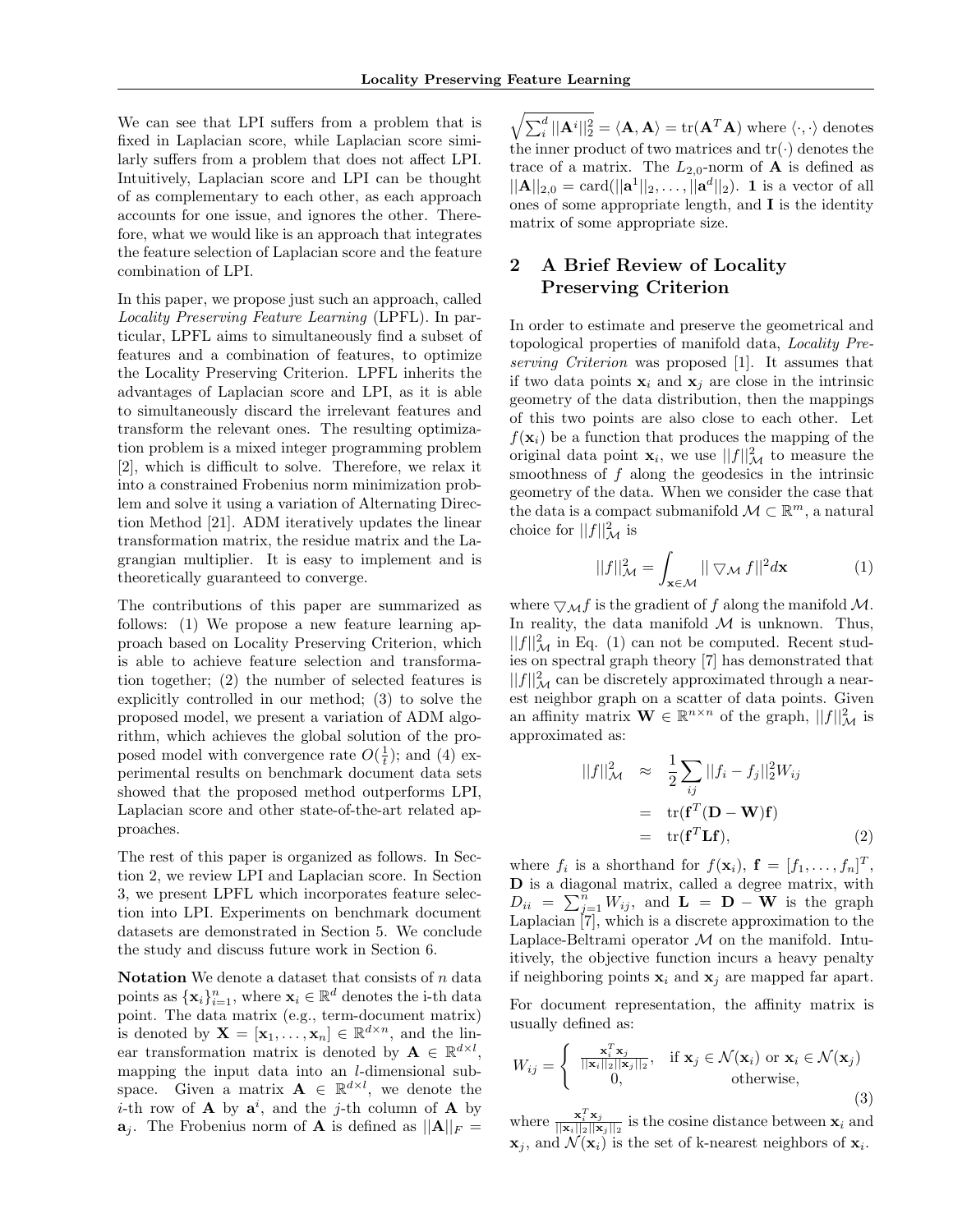We can see that LPI suffers from a problem that is fixed in Laplacian score, while Laplacian score similarly suffers from a problem that does not affect LPI. Intuitively, Laplacian score and LPI can be thought of as complementary to each other, as each approach accounts for one issue, and ignores the other. Therefore, what we would like is an approach that integrates the feature selection of Laplacian score and the feature combination of LPI.

In this paper, we propose just such an approach, called *Locality Preserving Feature Learning* (LPFL). In particular, LPFL aims to simultaneously find a subset of features and a combination of features, to optimize the Locality Preserving Criterion. The LPFL inherits the advantages of Laplacian score and LPI, as it is able to simultaneously discard the irrelevant features and transform the relevant ones. The resulting optimization problem is a mixed integer programming problem [2], which is difficult to solve. Therefore, we relax it into a constrained Frobenius norm minimization problem and solve it using a variation of Alternating Direction Method [21]. ADM iteratively updates the linear transformation matrix, the residue matrix and the Lagrangian multiplier. It is easy to implement and is theoretically guaranteed to converge.

The contributions of this paper are summarized as follows: (1) We propose a new feature learning approach based on Locality Preserving Criterion, which is able to achieve feature selection and transformation together; (2) the number of selected features is explicitly controlled in our method; (3) to solve the proposed model, we present a variation of ADM algorithm, which achieves the global solution of the proposed model with convergence rate $O(\frac{1}{t})$; and (4) experimental results on benchmark document data sets showed that the proposed method outperforms LPI, Laplacian score and other state-of-the-art related approaches.

The rest of this paper is organized as follows. In Section 2, we review LPI and Laplacian score. In Section 3, we present LPFL which incorporates feature selection into LPI. Experiments on benchmark document datasets are demonstrated in Section 5. We conclude the study and discuss future work in Section 6.

**Notation** We denote a dataset that consists of $n$ data points as $\{\mathbf{x}_i\}_{i=1}^n$, where $\mathbf{x}_i \in \mathbb{R}^d$ denotes the i-th data point. The data matrix (e.g., term-document matrix) is denoted by $\mathbf{X} = [\mathbf{x}_1, \ldots, \mathbf{x}_n] \in \mathbb{R}^{d \times n}$, and the linear transformation matrix is denoted by $\mathbf{A} \in \mathbb{R}^{d \times l}$, mapping the input data into an $l$-dimensional subspace. Given a matrix $\mathbf{A} \in \mathbb{R}^{d \times l}$, we denote the $i$-th row of $\mathbf{A}$ by $\mathbf{a}^i$, and the $j$-th column of $\mathbf{A}$ by $\mathbf{a}_j$. The Frobenius norm of $\mathbf{A}$ is defined as $||\mathbf{A}||_F = \sqrt{\sum_i^d ||\mathbf{A}^i||_2^2} = \langle \mathbf{A}, \mathbf{A} \rangle = \text{tr}(\mathbf{A}^T\mathbf{A})$ where $\langle \cdot, \cdot \rangle$ denotes the inner product of two matrices and $\text{tr}(\cdot)$ denotes the trace of a matrix. The $L_{2,0}$-norm of $\mathbf{A}$ is defined as $||\mathbf{A}||_{2,0} = \text{card}(||\mathbf{a}^1||_2, \ldots, ||\mathbf{a}^d||_2)$. $\mathbf{1}$ is a vector of all ones of some appropriate length, and $\mathbf{I}$ is the identity matrix of some appropriate size.

## 2 A Brief Review of Locality Preserving Criterion

In order to estimate and preserve the geometrical and topological properties of manifold data, *Locality Preserving Criterion* was proposed [1]. It assumes that if two data points $\mathbf{x}_i$ and $\mathbf{x}_j$ are close in the intrinsic geometry of the data distribution, then the mappings of this two points are also close to each other. Let $f(\mathbf{x}_i)$ be a function that produces the mapping of the original data point $\mathbf{x}_i$, we use $||f||_{\mathcal{M}}^2$ to measure the smoothness of $f$ along the geodesics in the intrinsic geometry of the data. When we consider the case that the data is a compact submanifold $\mathcal{M} \subset \mathbb{R}^m$, a natural choice for $||f||_{\mathcal{M}}^2$ is

$$||f||_{\mathcal{M}}^2 = \int_{\mathbf{x} \in \mathcal{M}} || \bigtriangledown_{\mathcal{M}} f||^2 d\mathbf{x} \tag{1}$$

where $\bigtriangledown_{\mathcal{M}} f$ is the gradient of $f$ along the manifold $\mathcal{M}$. In reality, the data manifold $\mathcal{M}$ is unknown. Thus, $||f||_{\mathcal{M}}^2$ in Eq. (1) can not be computed. Recent studies on spectral graph theory [7] has demonstrated that $||f||_{\mathcal{M}}^2$ can be discretely approximated through a nearest neighbor graph on a scatter of data points. Given an affinity matrix $\mathbf{W} \in \mathbb{R}^{n \times n}$ of the graph, $||f||_{\mathcal{M}}^2$ is approximated as:

$$\begin{aligned} ||f||_{\mathcal{M}}^2 &\approx \frac{1}{2} \sum_{ij} ||f_i - f_j||_2^2 W_{ij} \\ &= \text{tr}(\mathbf{f}^T(\mathbf{D} - \mathbf{W})\mathbf{f}) \\ &= \text{tr}(\mathbf{f}^T \mathbf{L} \mathbf{f}), \end{aligned} \tag{2}$$

where $f_i$ is a shorthand for $f(\mathbf{x}_i)$, $\mathbf{f} = [f_1, \ldots, f_n]^T$, $\mathbf{D}$ is a diagonal matrix, called a degree matrix, with $D_{ii} = \sum_{j=1}^n W_{ij}$, and $\mathbf{L} = \mathbf{D} - \mathbf{W}$ is the graph Laplacian [7], which is a discrete approximation to the Laplace-Beltrami operator $\mathcal{M}$ on the manifold. Intuitively, the objective function incurs a heavy penalty if neighboring points $\mathbf{x}_i$ and $\mathbf{x}_j$ are mapped far apart.

For document representation, the affinity matrix is usually defined as:

$$W_{ij} = \begin{cases} \frac{\mathbf{x}_i^T \mathbf{x}_j}{||\mathbf{x}_i||_2 ||\mathbf{x}_j||_2}, & \text{if } \mathbf{x}_j \in \mathcal{N}(\mathbf{x}_i) \text{ or } \mathbf{x}_i \in \mathcal{N}(\mathbf{x}_j) \\ 0, & \text{otherwise,} \end{cases} \tag{3}$$

where $\frac{\mathbf{x}_i^T \mathbf{x}_j}{||\mathbf{x}_i||_2 ||\mathbf{x}_j||_2}$ is the cosine distance between $\mathbf{x}_i$ and $\mathbf{x}_j$, and $\mathcal{N}(\mathbf{x}_i)$ is the set of k-nearest neighbors of $\mathbf{x}_i$.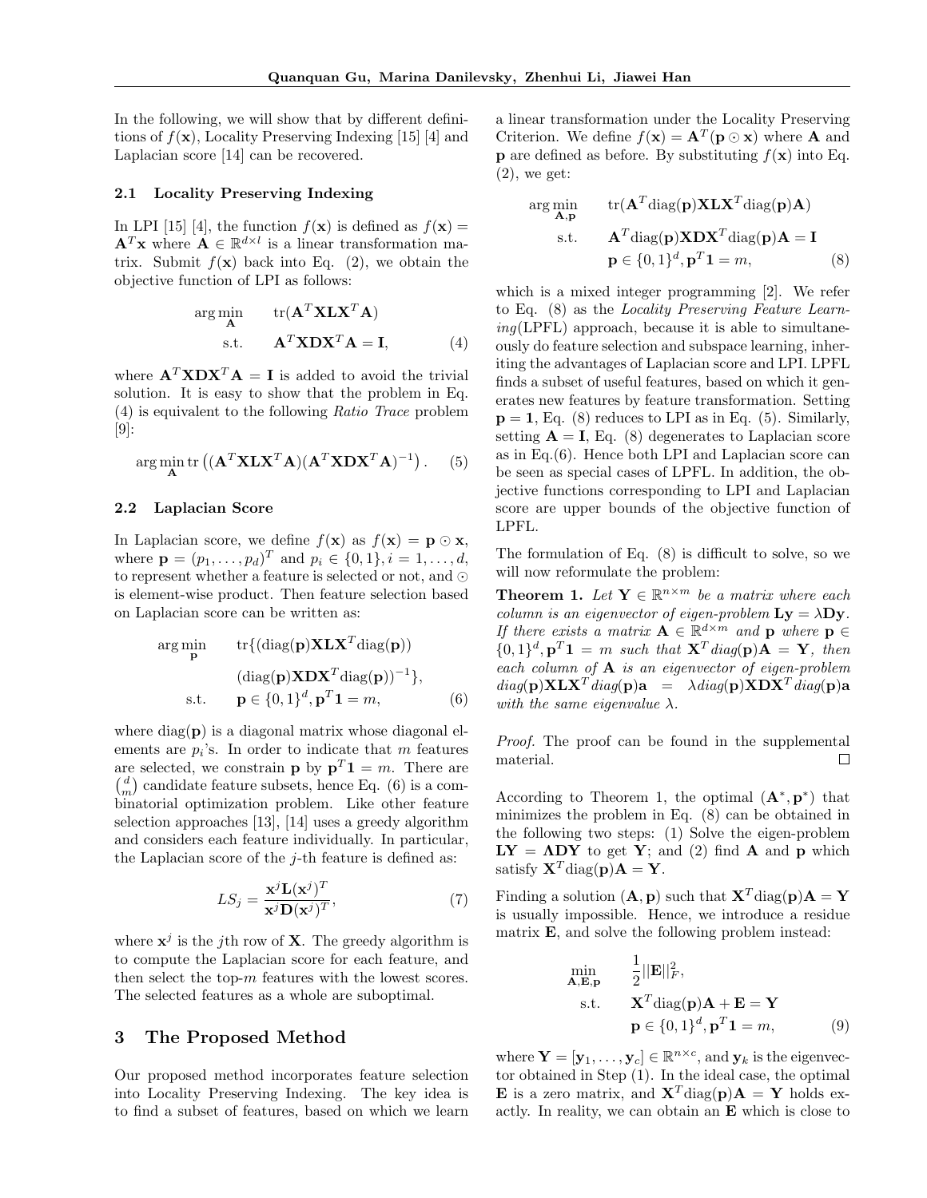In the following, we will show that by different definitions of $f(\mathbf{x})$, Locality Preserving Indexing [15] [4] and Laplacian score [14] can be recovered.

### 2.1 Locality Preserving Indexing

In LPI [15] [4], the function $f(\mathbf{x})$ is defined as $f(\mathbf{x}) = \mathbf{A}^T\mathbf{x}$ where $\mathbf{A} \in \mathbb{R}^{d\times l}$ is a linear transformation matrix. Submit $f(\mathbf{x})$ back into Eq. (2), we obtain the objective function of LPI as follows:

$$\begin{aligned} \arg\min_{\mathbf{A}} \quad & \mathrm{tr}(\mathbf{A}^T\mathbf{X}\mathbf{L}\mathbf{X}^T\mathbf{A}) \\ \text{s.t.} \quad & \mathbf{A}^T\mathbf{X}\mathbf{D}\mathbf{X}^T\mathbf{A} = \mathbf{I}, \end{aligned} \tag{4}$$

where $\mathbf{A}^T\mathbf{X}\mathbf{D}\mathbf{X}^T\mathbf{A} = \mathbf{I}$ is added to avoid the trivial solution. It is easy to show that the problem in Eq. (4) is equivalent to the following *Ratio Trace* problem [9]:

$$\arg\min_{\mathbf{A}} \mathrm{tr}\left((\mathbf{A}^T\mathbf{X}\mathbf{L}\mathbf{X}^T\mathbf{A})(\mathbf{A}^T\mathbf{X}\mathbf{D}\mathbf{X}^T\mathbf{A})^{-1}\right). \tag{5}$$

### 2.2 Laplacian Score

In Laplacian score, we define $f(\mathbf{x})$ as $f(\mathbf{x}) = \mathbf{p} \odot \mathbf{x}$, where $\mathbf{p} = (p_1, \ldots, p_d)^T$ and $p_i \in \{0,1\}, i = 1, \ldots, d$, to represent whether a feature is selected or not, and $\odot$ is element-wise product. Then feature selection based on Laplacian score can be written as:

$$\begin{aligned} \arg\min_{\mathbf{p}} \quad & \mathrm{tr}\{(\mathrm{diag}(\mathbf{p})\mathbf{X}\mathbf{L}\mathbf{X}^T\mathrm{diag}(\mathbf{p})) \\ & (\mathrm{diag}(\mathbf{p})\mathbf{X}\mathbf{D}\mathbf{X}^T\mathrm{diag}(\mathbf{p}))^{-1}\}, \\ \text{s.t.} \quad & \mathbf{p} \in \{0,1\}^d, \mathbf{p}^T\mathbf{1} = m, \end{aligned} \tag{6}$$

where $\mathrm{diag}(\mathbf{p})$ is a diagonal matrix whose diagonal elements are $p_i$'s. In order to indicate that $m$ features are selected, we constrain $\mathbf{p}$ by $\mathbf{p}^T\mathbf{1} = m$. There are $\binom{d}{m}$ candidate feature subsets, hence Eq. (6) is a combinatorial optimization problem. Like other feature selection approaches [13], [14] uses a greedy algorithm and considers each feature individually. In particular, the Laplacian score of the $j$-th feature is defined as:

$$LS_j = \frac{\mathbf{x}^j\mathbf{L}(\mathbf{x}^j)^T}{\mathbf{x}^j\mathbf{D}(\mathbf{x}^j)^T}, \tag{7}$$

where $\mathbf{x}^j$ is the $j$th row of $\mathbf{X}$. The greedy algorithm is to compute the Laplacian score for each feature, and then select the top-$m$ features with the lowest scores. The selected features as a whole are suboptimal.

## 3 The Proposed Method

Our proposed method incorporates feature selection into Locality Preserving Indexing. The key idea is to find a subset of features, based on which we learn a linear transformation under the Locality Preserving Criterion. We define $f(\mathbf{x}) = \mathbf{A}^T(\mathbf{p} \odot \mathbf{x})$ where $\mathbf{A}$ and $\mathbf{p}$ are defined as before. By substituting $f(\mathbf{x})$ into Eq. (2), we get:

$$\begin{aligned} \arg\min_{\mathbf{A},\mathbf{p}} \quad & \mathrm{tr}(\mathbf{A}^T\mathrm{diag}(\mathbf{p})\mathbf{X}\mathbf{L}\mathbf{X}^T\mathrm{diag}(\mathbf{p})\mathbf{A}) \\ \text{s.t.} \quad & \mathbf{A}^T\mathrm{diag}(\mathbf{p})\mathbf{X}\mathbf{D}\mathbf{X}^T\mathrm{diag}(\mathbf{p})\mathbf{A} = \mathbf{I} \\ & \mathbf{p} \in \{0,1\}^d, \mathbf{p}^T\mathbf{1} = m, \end{aligned} \tag{8}$$

which is a mixed integer programming [2]. We refer to Eq. (8) as the *Locality Preserving Feature Learning*(LPFL) approach, because it is able to simultaneously do feature selection and subspace learning, inheriting the advantages of Laplacian score and LPI. LPFL finds a subset of useful features, based on which it generates new features by feature transformation. Setting $\mathbf{p} = \mathbf{1}$, Eq. (8) reduces to LPI as in Eq. (5). Similarly, setting $\mathbf{A} = \mathbf{I}$, Eq. (8) degenerates to Laplacian score as in Eq.(6). Hence both LPI and Laplacian score can be seen as special cases of LPFL. In addition, the objective functions corresponding to LPI and Laplacian score are upper bounds of the objective function of LPFL.

The formulation of Eq. (8) is difficult to solve, so we will now reformulate the problem:

**Theorem 1.** *Let $\mathbf{Y} \in \mathbb{R}^{n\times m}$ be a matrix where each column is an eigenvector of eigen-problem $\mathbf{L}\mathbf{y} = \lambda\mathbf{D}\mathbf{y}$. If there exists a matrix $\mathbf{A} \in \mathbb{R}^{d\times m}$ and $\mathbf{p}$ where $\mathbf{p} \in \{0,1\}^d, \mathbf{p}^T\mathbf{1} = m$ such that $\mathbf{X}^T diag(\mathbf{p})\mathbf{A} = \mathbf{Y}$, then each column of $\mathbf{A}$ is an eigenvector of eigen-problem $diag(\mathbf{p})\mathbf{X}\mathbf{L}\mathbf{X}^T diag(\mathbf{p})\mathbf{a} = \lambda diag(\mathbf{p})\mathbf{X}\mathbf{D}\mathbf{X}^T diag(\mathbf{p})\mathbf{a}$ with the same eigenvalue $\lambda$.*

*Proof.* The proof can be found in the supplemental material. □

According to Theorem 1, the optimal $(\mathbf{A}^*, \mathbf{p}^*)$ that minimizes the problem in Eq. (8) can be obtained in the following two steps: (1) Solve the eigen-problem $\mathbf{L}\mathbf{Y} = \mathbf{\Lambda}\mathbf{D}\mathbf{Y}$ to get $\mathbf{Y}$; and (2) find $\mathbf{A}$ and $\mathbf{p}$ which satisfy $\mathbf{X}^T\mathrm{diag}(\mathbf{p})\mathbf{A} = \mathbf{Y}$.

Finding a solution $(\mathbf{A}, \mathbf{p})$ such that $\mathbf{X}^T\mathrm{diag}(\mathbf{p})\mathbf{A} = \mathbf{Y}$ is usually impossible. Hence, we introduce a residue matrix $\mathbf{E}$, and solve the following problem instead:

$$\begin{aligned} \min_{\mathbf{A},\mathbf{E},\mathbf{p}} \quad & \frac{1}{2}||\mathbf{E}||_F^2, \\ \text{s.t.} \quad & \mathbf{X}^T\mathrm{diag}(\mathbf{p})\mathbf{A} + \mathbf{E} = \mathbf{Y} \\ & \mathbf{p} \in \{0,1\}^d, \mathbf{p}^T\mathbf{1} = m, \end{aligned} \tag{9}$$

where $\mathbf{Y} = [\mathbf{y}_1, \ldots, \mathbf{y}_c] \in \mathbb{R}^{n\times c}$, and $\mathbf{y}_k$ is the eigenvector obtained in Step (1). In the ideal case, the optimal $\mathbf{E}$ is a zero matrix, and $\mathbf{X}^T\mathrm{diag}(\mathbf{p})\mathbf{A} = \mathbf{Y}$ holds exactly. In reality, we can obtain an $\mathbf{E}$ which is close to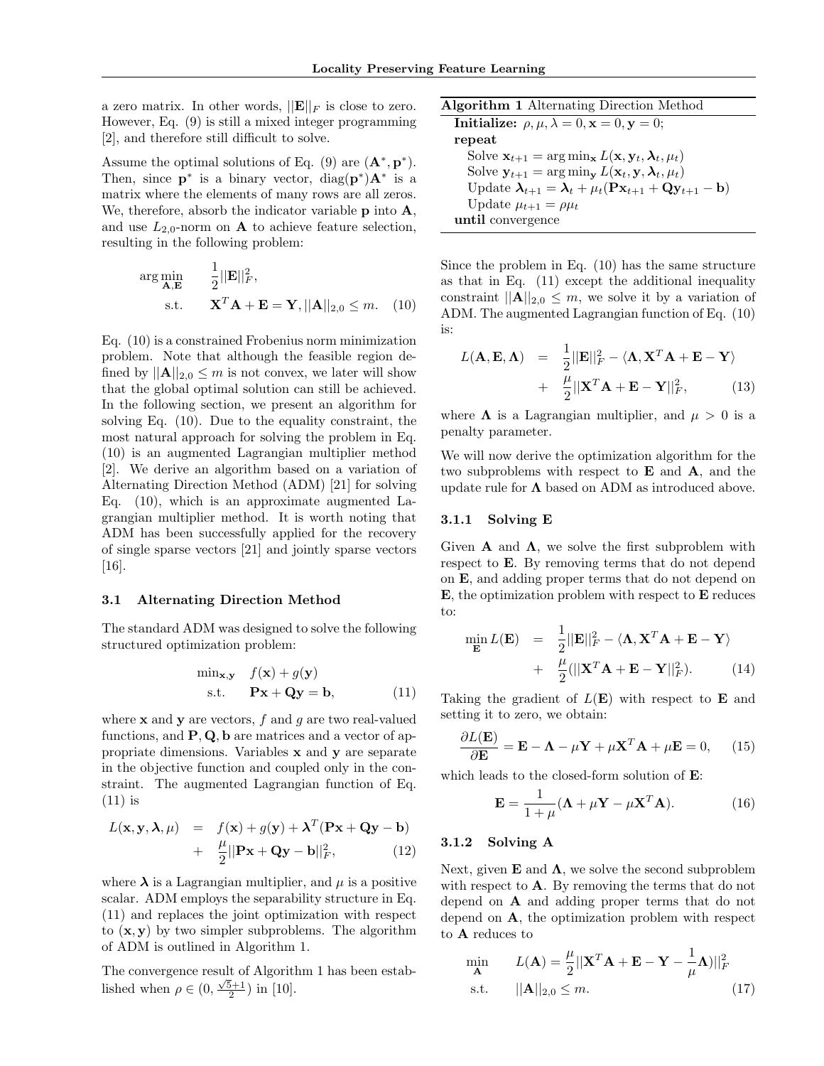a zero matrix. In other words, $||\mathbf{E}||_F$ is close to zero. However, Eq. (9) is still a mixed integer programming [2], and therefore still difficult to solve.

Assume the optimal solutions of Eq. (9) are $(\mathbf{A}^*, \mathbf{p}^*)$. Then, since $\mathbf{p}^*$ is a binary vector, $\text{diag}(\mathbf{p}^*)\mathbf{A}^*$ is a matrix where the elements of many rows are all zeros. We, therefore, absorb the indicator variable $\mathbf{p}$ into $\mathbf{A}$, and use $L_{2,0}$-norm on $\mathbf{A}$ to achieve feature selection, resulting in the following problem:

$$
\begin{aligned}
\arg\min_{\mathbf{A},\mathbf{E}} \quad & \frac{1}{2}||\mathbf{E}||_F^2, \\
\text{s.t.} \quad & \mathbf{X}^T\mathbf{A} + \mathbf{E} = \mathbf{Y}, ||\mathbf{A}||_{2,0} \leq m. \qquad (10)
\end{aligned}
$$

Eq. (10) is a constrained Frobenius norm minimization problem. Note that although the feasible region defined by $||\mathbf{A}||_{2,0} \leq m$ is not convex, we later will show that the global optimal solution can still be achieved. In the following section, we present an algorithm for solving Eq. (10). Due to the equality constraint, the most natural approach for solving the problem in Eq. (10) is an augmented Lagrangian multiplier method [2]. We derive an algorithm based on a variation of Alternating Direction Method (ADM) [21] for solving Eq. (10), which is an approximate augmented Lagrangian multiplier method. It is worth noting that ADM has been successfully applied for the recovery of single sparse vectors [21] and jointly sparse vectors [16].

### 3.1 Alternating Direction Method

The standard ADM was designed to solve the following structured optimization problem:

$$
\begin{aligned}
\min_{\mathbf{x},\mathbf{y}} \quad & f(\mathbf{x}) + g(\mathbf{y}) \\
\text{s.t.} \quad & \mathbf{P}\mathbf{x} + \mathbf{Q}\mathbf{y} = \mathbf{b}, \qquad (11)
\end{aligned}
$$

where $\mathbf{x}$ and $\mathbf{y}$ are vectors, $f$ and $g$ are two real-valued functions, and $\mathbf{P}, \mathbf{Q}, \mathbf{b}$ are matrices and a vector of appropriate dimensions. Variables $\mathbf{x}$ and $\mathbf{y}$ are separate in the objective function and coupled only in the constraint. The augmented Lagrangian function of Eq. (11) is

$$
\begin{aligned}
L(\mathbf{x}, \mathbf{y}, \boldsymbol{\lambda}, \mu) &= f(\mathbf{x}) + g(\mathbf{y}) + \boldsymbol{\lambda}^T(\mathbf{P}\mathbf{x} + \mathbf{Q}\mathbf{y} - \mathbf{b}) \\
&+ \frac{\mu}{2}||\mathbf{P}\mathbf{x} + \mathbf{Q}\mathbf{y} - \mathbf{b}||_F^2, \qquad (12)
\end{aligned}
$$

where $\boldsymbol{\lambda}$ is a Lagrangian multiplier, and $\mu$ is a positive scalar. ADM employs the separability structure in Eq. (11) and replaces the joint optimization with respect to $(\mathbf{x}, \mathbf{y})$ by two simpler subproblems. The algorithm of ADM is outlined in Algorithm 1.

The convergence result of Algorithm 1 has been established when $\rho \in (0, \frac{\sqrt{5}+1}{2})$ in [10].

**Algorithm 1** Alternating Direction Method

```
Initialize: ρ, μ, λ = 0, x = 0, y = 0;
repeat
    Solve x_{t+1} = arg min_x L(x, y_t, λ_t, μ_t)
    Solve y_{t+1} = arg min_y L(x_t, y, λ_t, μ_t)
    Update λ_{t+1} = λ_t + μ_t(P x_{t+1} + Q y_{t+1} − b)
    Update μ_{t+1} = ρ μ_t
until convergence
```

Since the problem in Eq. (10) has the same structure as that in Eq. (11) except the additional inequality constraint $||\mathbf{A}||_{2,0} \leq m$, we solve it by a variation of ADM. The augmented Lagrangian function of Eq. (10) is:

$$
\begin{aligned}
L(\mathbf{A}, \mathbf{E}, \boldsymbol{\Lambda}) &= \frac{1}{2}||\mathbf{E}||_F^2 - \langle \boldsymbol{\Lambda}, \mathbf{X}^T\mathbf{A} + \mathbf{E} - \mathbf{Y} \rangle \\
&+ \frac{\mu}{2}||\mathbf{X}^T\mathbf{A} + \mathbf{E} - \mathbf{Y}||_F^2, \qquad (13)
\end{aligned}
$$

where $\boldsymbol{\Lambda}$ is a Lagrangian multiplier, and $\mu > 0$ is a penalty parameter.

We will now derive the optimization algorithm for the two subproblems with respect to $\mathbf{E}$ and $\mathbf{A}$, and the update rule for $\boldsymbol{\Lambda}$ based on ADM as introduced above.

#### 3.1.1 Solving E

Given $\mathbf{A}$ and $\boldsymbol{\Lambda}$, we solve the first subproblem with respect to $\mathbf{E}$. By removing terms that do not depend on $\mathbf{E}$, and adding proper terms that do not depend on $\mathbf{E}$, the optimization problem with respect to $\mathbf{E}$ reduces to:

$$
\begin{aligned}
\min_{\mathbf{E}} L(\mathbf{E}) &= \frac{1}{2}||\mathbf{E}||_F^2 - \langle \boldsymbol{\Lambda}, \mathbf{X}^T\mathbf{A} + \mathbf{E} - \mathbf{Y} \rangle \\
&+ \frac{\mu}{2}(||\mathbf{X}^T\mathbf{A} + \mathbf{E} - \mathbf{Y}||_F^2). \qquad (14)
\end{aligned}
$$

Taking the gradient of $L(\mathbf{E})$ with respect to $\mathbf{E}$ and setting it to zero, we obtain:

$$
\frac{\partial L(\mathbf{E})}{\partial \mathbf{E}} = \mathbf{E} - \boldsymbol{\Lambda} - \mu\mathbf{Y} + \mu\mathbf{X}^T\mathbf{A} + \mu\mathbf{E} = 0, \qquad (15)
$$

which leads to the closed-form solution of $\mathbf{E}$:

$$
\mathbf{E} = \frac{1}{1+\mu}(\boldsymbol{\Lambda} + \mu\mathbf{Y} - \mu\mathbf{X}^T\mathbf{A}). \qquad (16)
$$

#### 3.1.2 Solving A

Next, given $\mathbf{E}$ and $\boldsymbol{\Lambda}$, we solve the second subproblem with respect to $\mathbf{A}$. By removing the terms that do not depend on $\mathbf{A}$ and adding proper terms that do not depend on $\mathbf{A}$, the optimization problem with respect to $\mathbf{A}$ reduces to

$$
\begin{aligned}
\min_{\mathbf{A}} \quad & L(\mathbf{A}) = \frac{\mu}{2}||\mathbf{X}^T\mathbf{A} + \mathbf{E} - \mathbf{Y} - \frac{1}{\mu}\boldsymbol{\Lambda})||_F^2 \\
\text{s.t.} \quad & ||\mathbf{A}||_{2,0} \leq m. \qquad (17)
\end{aligned}
$$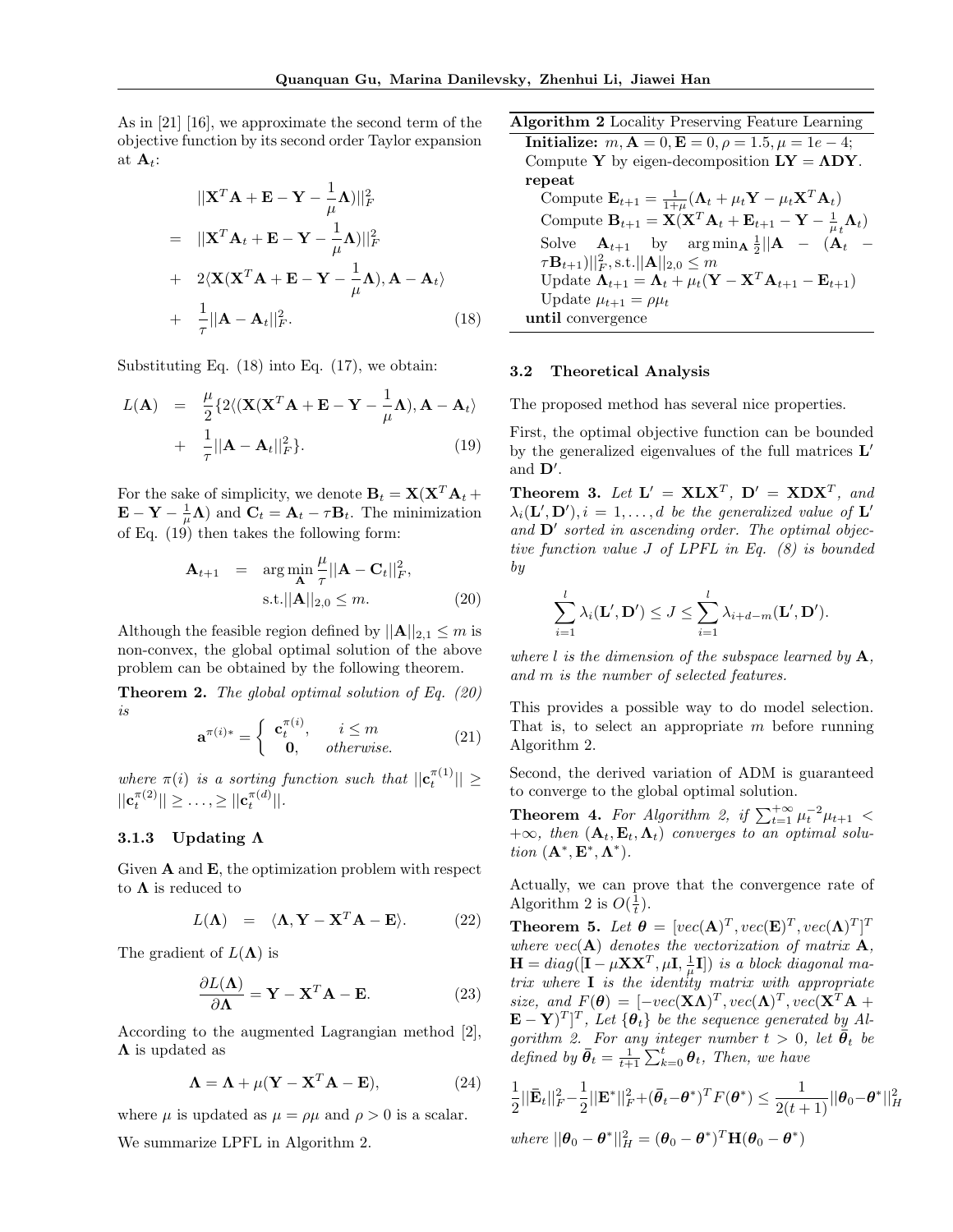As in [21] [16], we approximate the second term of the objective function by its second order Taylor expansion at $\mathbf{A}_t$:

$$
\begin{aligned}
& ||\mathbf{X}^T\mathbf{A} + \mathbf{E} - \mathbf{Y} - \frac{1}{\mu}\mathbf{\Lambda})||_F^2 \\
= \ & ||\mathbf{X}^T\mathbf{A}_t + \mathbf{E} - \mathbf{Y} - \frac{1}{\mu}\mathbf{\Lambda})||_F^2 \\
+ \ & 2\langle \mathbf{X}(\mathbf{X}^T\mathbf{A} + \mathbf{E} - \mathbf{Y} - \frac{1}{\mu}\mathbf{\Lambda}), \mathbf{A} - \mathbf{A}_t \rangle \\
+ \ & \frac{1}{\tau}||\mathbf{A} - \mathbf{A}_t||_F^2. \qquad (18)
\end{aligned}
$$

Substituting Eq. (18) into Eq. (17), we obtain:

$$
\begin{aligned}
L(\mathbf{A}) \ = \ & \frac{\mu}{2}\{2\langle(\mathbf{X}(\mathbf{X}^T\mathbf{A} + \mathbf{E} - \mathbf{Y} - \frac{1}{\mu}\mathbf{\Lambda}), \mathbf{A} - \mathbf{A}_t\rangle \\
+ \ & \frac{1}{\tau}||\mathbf{A} - \mathbf{A}_t||_F^2\}. \qquad (19)
\end{aligned}
$$

For the sake of simplicity, we denote $\mathbf{B}_t = \mathbf{X}(\mathbf{X}^T\mathbf{A}_t + \mathbf{E} - \mathbf{Y} - \frac{1}{\mu}\mathbf{\Lambda})$ and $\mathbf{C}_t = \mathbf{A}_t - \tau\mathbf{B}_t$. The minimization of Eq. (19) then takes the following form:

$$
\begin{aligned}
\mathbf{A}_{t+1} \ = \ & \arg\min_{\mathbf{A}} \frac{\mu}{\tau}||\mathbf{A} - \mathbf{C}_t||_F^2, \\
& \text{s.t.}||\mathbf{A}||_{2,0} \leq m. \qquad (20)
\end{aligned}
$$

Although the feasible region defined by $||\mathbf{A}||_{2,1} \leq m$ is non-convex, the global optimal solution of the above problem can be obtained by the following theorem.

**Theorem 2.** *The global optimal solution of Eq. (20) is*

$$
\mathbf{a}^{\pi(i)*} = \begin{cases} \mathbf{c}_t^{\pi(i)}, & i \leq m \\ \mathbf{0}, & otherwise. \end{cases} \qquad (21)
$$

*where $\pi(i)$ is a sorting function such that $||\mathbf{c}_t^{\pi(1)}|| \geq ||\mathbf{c}_t^{\pi(2)}|| \geq \ldots, \geq ||\mathbf{c}_t^{\pi(d)}||$.*

### 3.1.3 Updating $\mathbf{\Lambda}$

Given $\mathbf{A}$ and $\mathbf{E}$, the optimization problem with respect to $\mathbf{\Lambda}$ is reduced to

$$
L(\mathbf{\Lambda}) \ = \ \langle \mathbf{\Lambda}, \mathbf{Y} - \mathbf{X}^T\mathbf{A} - \mathbf{E}\rangle. \qquad (22)
$$

The gradient of $L(\mathbf{\Lambda})$ is

$$
\frac{\partial L(\mathbf{\Lambda})}{\partial \mathbf{\Lambda}} = \mathbf{Y} - \mathbf{X}^T\mathbf{A} - \mathbf{E}. \qquad (23)
$$

According to the augmented Lagrangian method [2], $\mathbf{\Lambda}$ is updated as

$$
\mathbf{\Lambda} = \mathbf{\Lambda} + \mu(\mathbf{Y} - \mathbf{X}^T\mathbf{A} - \mathbf{E}), \qquad (24)
$$

where $\mu$ is updated as $\mu = \rho\mu$ and $\rho > 0$ is a scalar.

We summarize LPFL in Algorithm 2.

---

**Algorithm 2** Locality Preserving Feature Learning

**Initialize:** $m, \mathbf{A} = 0, \mathbf{E} = 0, \rho = 1.5, \mu = 1e-4$;
Compute $\mathbf{Y}$ by eigen-decomposition $\mathbf{LY} = \mathbf{\Lambda DY}$.
**repeat**
  Compute $\mathbf{E}_{t+1} = \frac{1}{1+\mu}(\mathbf{\Lambda}_t + \mu_t\mathbf{Y} - \mu_t\mathbf{X}^T\mathbf{A}_t)$
  Compute $\mathbf{B}_{t+1} = \mathbf{X}(\mathbf{X}^T\mathbf{A}_t + \mathbf{E}_{t+1} - \mathbf{Y} - \frac{1}{\mu_t}\mathbf{\Lambda}_t)$
  Solve $\mathbf{A}_{t+1}$ by $\arg\min_{\mathbf{A}} \frac{1}{2}||\mathbf{A} - (\mathbf{A}_t - \tau\mathbf{B}_{t+1})||_F^2, \text{s.t.}||\mathbf{A}||_{2,0} \leq m$
  Update $\mathbf{\Lambda}_{t+1} = \mathbf{\Lambda}_t + \mu_t(\mathbf{Y} - \mathbf{X}^T\mathbf{A}_{t+1} - \mathbf{E}_{t+1})$
  Update $\mu_{t+1} = \rho\mu_t$
**until** convergence

---

## 3.2 Theoretical Analysis

The proposed method has several nice properties.

First, the optimal objective function can be bounded by the generalized eigenvalues of the full matrices $\mathbf{L}'$ and $\mathbf{D}'$.

**Theorem 3.** *Let $\mathbf{L}' = \mathbf{XLX}^T$, $\mathbf{D}' = \mathbf{XDX}^T$, and $\lambda_i(\mathbf{L}', \mathbf{D}'), i = 1, \ldots, d$ be the generalized value of $\mathbf{L}'$ and $\mathbf{D}'$ sorted in ascending order. The optimal objective function value $J$ of LPFL in Eq. (8) is bounded by*

$$
\sum_{i=1}^{l} \lambda_i(\mathbf{L}', \mathbf{D}') \leq J \leq \sum_{i=1}^{l} \lambda_{i+d-m}(\mathbf{L}', \mathbf{D}').
$$

*where $l$ is the dimension of the subspace learned by $\mathbf{A}$, and $m$ is the number of selected features.*

This provides a possible way to do model selection. That is, to select an appropriate $m$ before running Algorithm 2.

Second, the derived variation of ADM is guaranteed to converge to the global optimal solution.

**Theorem 4.** *For Algorithm 2, if $\sum_{t=1}^{+\infty} \mu_t^{-2}\mu_{t+1} < +\infty$, then $(\mathbf{A}_t, \mathbf{E}_t, \mathbf{\Lambda}_t)$ converges to an optimal solution $(\mathbf{A}^*, \mathbf{E}^*, \mathbf{\Lambda}^*)$.*

Actually, we can prove that the convergence rate of Algorithm 2 is $O(\frac{1}{t})$.

**Theorem 5.** *Let $\boldsymbol{\theta} = [vec(\mathbf{A})^T, vec(\mathbf{E})^T, vec(\mathbf{\Lambda})^T]^T$ where $vec(\mathbf{A})$ denotes the vectorization of matrix $\mathbf{A}$, $\mathbf{H} = diag([\mathbf{I} - \mu\mathbf{XX}^T, \mu\mathbf{I}, \frac{1}{\mu}\mathbf{I}])$ is a block diagonal matrix where $\mathbf{I}$ is the identity matrix with appropriate size, and $F(\boldsymbol{\theta}) = [-vec(\mathbf{X\Lambda})^T, vec(\mathbf{\Lambda})^T, vec(\mathbf{X}^T\mathbf{A} + \mathbf{E} - \mathbf{Y})^T]^T$, Let $\{\boldsymbol{\theta}_t\}$ be the sequence generated by Algorithm 2. For any integer number $t > 0$, let $\bar{\boldsymbol{\theta}}_t$ be defined by $\bar{\boldsymbol{\theta}}_t = \frac{1}{t+1}\sum_{k=0}^{t} \boldsymbol{\theta}_t$, Then, we have*

$$
\frac{1}{2}||\bar{\mathbf{E}}_t||_F^2 - \frac{1}{2}||\mathbf{E}^*||_F^2 + (\bar{\boldsymbol{\theta}}_t - \boldsymbol{\theta}^*)^T F(\boldsymbol{\theta}^*) \leq \frac{1}{2(t+1)}||\boldsymbol{\theta}_0 - \boldsymbol{\theta}^*||_H^2
$$

*where $||\boldsymbol{\theta}_0 - \boldsymbol{\theta}^*||_H^2 = (\boldsymbol{\theta}_0 - \boldsymbol{\theta}^*)^T\mathbf{H}(\boldsymbol{\theta}_0 - \boldsymbol{\theta}^*)$*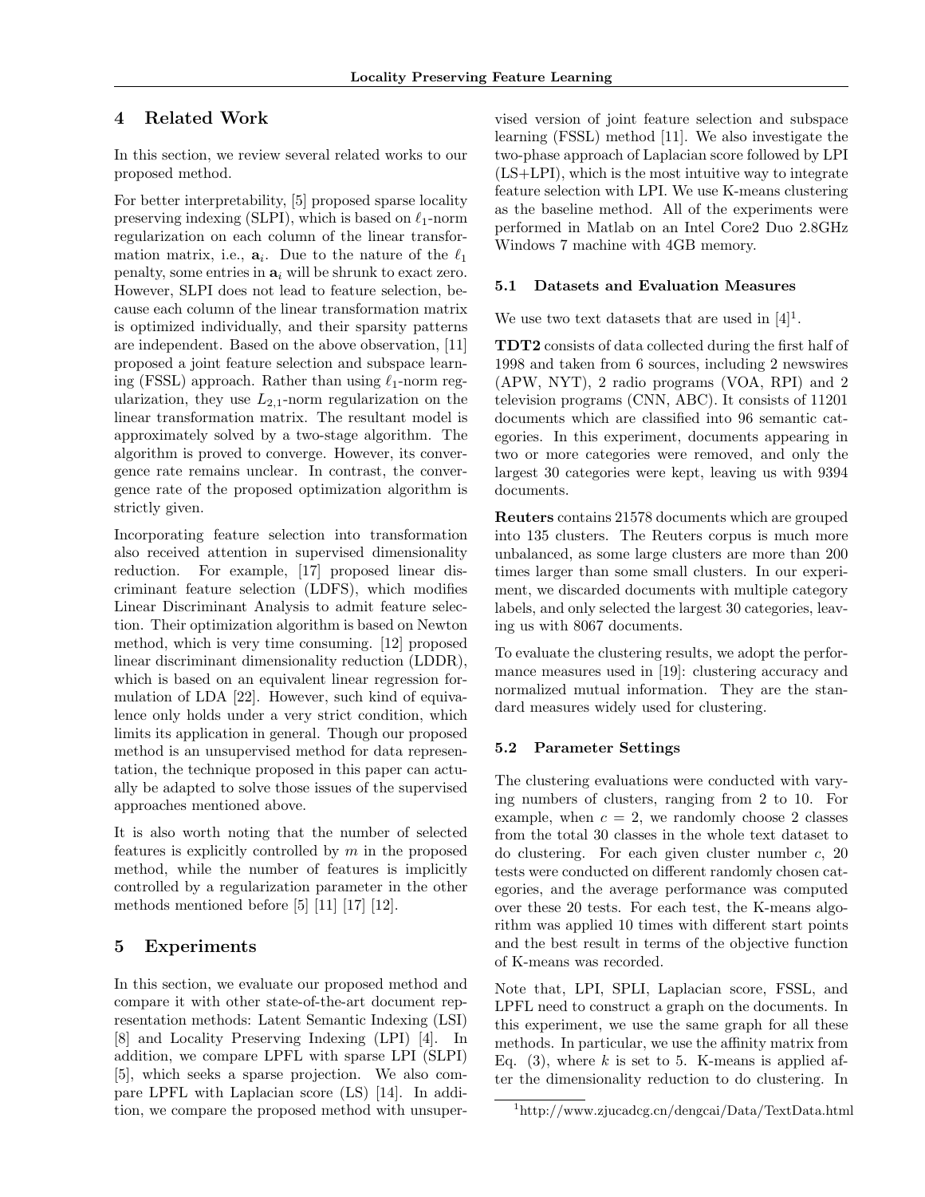## 4 Related Work

In this section, we review several related works to our proposed method.

For better interpretability, [5] proposed sparse locality preserving indexing (SLPI), which is based on $\ell_1$-norm regularization on each column of the linear transformation matrix, i.e., $\mathbf{a}_i$. Due to the nature of the $\ell_1$ penalty, some entries in $\mathbf{a}_i$ will be shrunk to exact zero. However, SLPI does not lead to feature selection, because each column of the linear transformation matrix is optimized individually, and their sparsity patterns are independent. Based on the above observation, [11] proposed a joint feature selection and subspace learning (FSSL) approach. Rather than using $\ell_1$-norm regularization, they use $L_{2,1}$-norm regularization on the linear transformation matrix. The resultant model is approximately solved by a two-stage algorithm. The algorithm is proved to converge. However, its convergence rate remains unclear. In contrast, the convergence rate of the proposed optimization algorithm is strictly given.

Incorporating feature selection into transformation also received attention in supervised dimensionality reduction. For example, [17] proposed linear discriminant feature selection (LDFS), which modifies Linear Discriminant Analysis to admit feature selection. Their optimization algorithm is based on Newton method, which is very time consuming. [12] proposed linear discriminant dimensionality reduction (LDDR), which is based on an equivalent linear regression formulation of LDA [22]. However, such kind of equivalence only holds under a very strict condition, which limits its application in general. Though our proposed method is an unsupervised method for data representation, the technique proposed in this paper can actually be adapted to solve those issues of the supervised approaches mentioned above.

It is also worth noting that the number of selected features is explicitly controlled by $m$ in the proposed method, while the number of features is implicitly controlled by a regularization parameter in the other methods mentioned before [5] [11] [17] [12].

## 5 Experiments

In this section, we evaluate our proposed method and compare it with other state-of-the-art document representation methods: Latent Semantic Indexing (LSI) [8] and Locality Preserving Indexing (LPI) [4]. In addition, we compare LPFL with sparse LPI (SLPI) [5], which seeks a sparse projection. We also compare LPFL with Laplacian score (LS) [14]. In addition, we compare the proposed method with unsupervised version of joint feature selection and subspace learning (FSSL) method [11]. We also investigate the two-phase approach of Laplacian score followed by LPI (LS+LPI), which is the most intuitive way to integrate feature selection with LPI. We use K-means clustering as the baseline method. All of the experiments were performed in Matlab on an Intel Core2 Duo 2.8GHz Windows 7 machine with 4GB memory.

### 5.1 Datasets and Evaluation Measures

We use two text datasets that are used in [4][1].

**TDT2** consists of data collected during the first half of 1998 and taken from 6 sources, including 2 newswires (APW, NYT), 2 radio programs (VOA, RPI) and 2 television programs (CNN, ABC). It consists of 11201 documents which are classified into 96 semantic categories. In this experiment, documents appearing in two or more categories were removed, and only the largest 30 categories were kept, leaving us with 9394 documents.

**Reuters** contains 21578 documents which are grouped into 135 clusters. The Reuters corpus is much more unbalanced, as some large clusters are more than 200 times larger than some small clusters. In our experiment, we discarded documents with multiple category labels, and only selected the largest 30 categories, leaving us with 8067 documents.

To evaluate the clustering results, we adopt the performance measures used in [19]: clustering accuracy and normalized mutual information. They are the standard measures widely used for clustering.

### 5.2 Parameter Settings

The clustering evaluations were conducted with varying numbers of clusters, ranging from 2 to 10. For example, when $c = 2$, we randomly choose 2 classes from the total 30 classes in the whole text dataset to do clustering. For each given cluster number $c$, 20 tests were conducted on different randomly chosen categories, and the average performance was computed over these 20 tests. For each test, the K-means algorithm was applied 10 times with different start points and the best result in terms of the objective function of K-means was recorded.

Note that, LPI, SPLI, Laplacian score, FSSL, and LPFL need to construct a graph on the documents. In this experiment, we use the same graph for all these methods. In particular, we use the affinity matrix from Eq. (3), where $k$ is set to 5. K-means is applied after the dimensionality reduction to do clustering. In

[1] http://www.zjucadcg.cn/dengcai/Data/TextData.html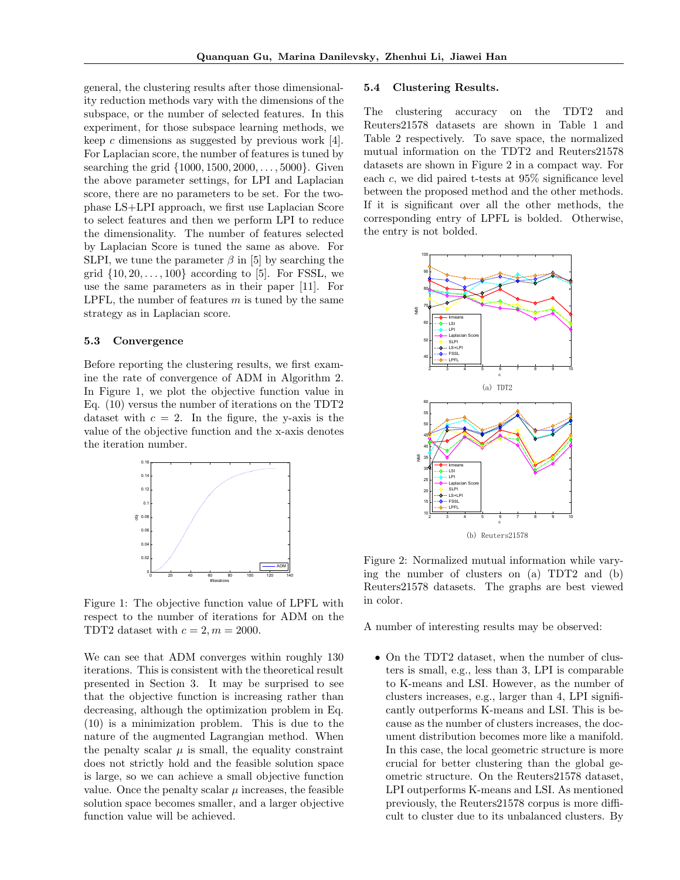general, the clustering results after those dimensionality reduction methods vary with the dimensions of the subspace, or the number of selected features. In this experiment, for those subspace learning methods, we keep $c$ dimensions as suggested by previous work [4]. For Laplacian score, the number of features is tuned by searching the grid $\{1000, 1500, 2000, \dots, 5000\}$. Given the above parameter settings, for LPI and Laplacian score, there are no parameters to be set. For the two-phase LS+LPI approach, we first use Laplacian Score to select features and then we perform LPI to reduce the dimensionality. The number of features selected by Laplacian Score is tuned the same as above. For SLPI, we tune the parameter $\beta$ in [5] by searching the grid $\{10, 20, \dots, 100\}$ according to [5]. For FSSL, we use the same parameters as in their paper [11]. For LPFL, the number of features $m$ is tuned by the same strategy as in Laplacian score.

### 5.3 Convergence

Before reporting the clustering results, we first examine the rate of convergence of ADM in Algorithm 2. In Figure 1, we plot the objective function value in Eq. (10) versus the number of iterations on the TDT2 dataset with $c = 2$. In the figure, the y-axis is the value of the objective function and the x-axis denotes the iteration number.

Figure 1: The objective function value of LPFL with respect to the number of iterations for ADM on the TDT2 dataset with $c = 2, m = 2000$.

We can see that ADM converges within roughly 130 iterations. This is consistent with the theoretical result presented in Section 3. It may be surprised to see that the objective function is increasing rather than decreasing, although the optimization problem in Eq. (10) is a minimization problem. This is due to the nature of the augmented Lagrangian method. When the penalty scalar $\mu$ is small, the equality constraint does not strictly hold and the feasible solution space is large, so we can achieve a small objective function value. Once the penalty scalar $\mu$ increases, the feasible solution space becomes smaller, and a larger objective function value will be achieved.

### 5.4 Clustering Results.

The clustering accuracy on the TDT2 and Reuters21578 datasets are shown in Table 1 and Table 2 respectively. To save space, the normalized mutual information on the TDT2 and Reuters21578 datasets are shown in Figure 2 in a compact way. For each $c$, we did paired t-tests at 95% significance level between the proposed method and the other methods. If it is significant over all the other methods, the corresponding entry of LPFL is bolded. Otherwise, the entry is not bolded.

(a) TDT2

(b) Reuters21578

Figure 2: Normalized mutual information while varying the number of clusters on (a) TDT2 and (b) Reuters21578 datasets. The graphs are best viewed in color.

A number of interesting results may be observed:

- On the TDT2 dataset, when the number of clusters is small, e.g., less than 3, LPI is comparable to K-means and LSI. However, as the number of clusters increases, e.g., larger than 4, LPI significantly outperforms K-means and LSI. This is because as the number of clusters increases, the document distribution becomes more like a manifold. In this case, the local geometric structure is more crucial for better clustering than the global geometric structure. On the Reuters21578 dataset, LPI outperforms K-means and LSI. As mentioned previously, the Reuters21578 corpus is more difficult to cluster due to its unbalanced clusters. By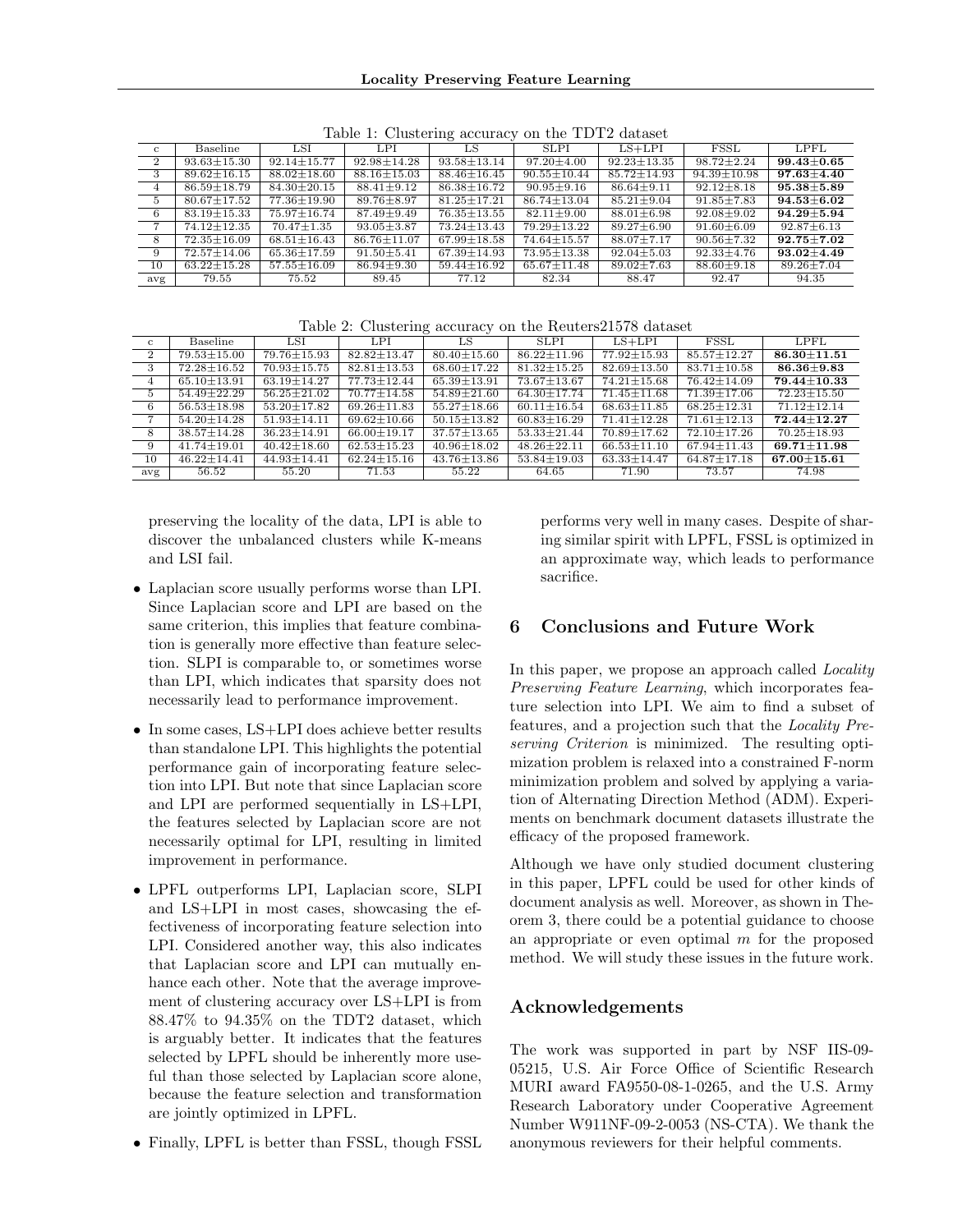Table 1: Clustering accuracy on the TDT2 dataset

| c | Baseline | LSI | LPI | LS | SLPI | LS+LPI | FSSL | LPFL |
|---|---|---|---|---|---|---|---|---|
| 2 | 93.63±15.30 | 92.14±15.77 | 92.98±14.28 | 93.58±13.14 | 97.20±4.00 | 92.23±13.35 | 98.72±2.24 | **99.43±0.65** |
| 3 | 89.62±16.15 | 88.02±18.60 | 88.16±15.03 | 88.46±16.45 | 90.55±10.44 | 85.72±14.93 | 94.39±10.98 | **97.63±4.40** |
| 4 | 86.59±18.79 | 84.30±20.15 | 88.41±9.12 | 86.38±16.72 | 90.95±9.16 | 86.64±9.11 | 92.12±8.18 | **95.38±5.89** |
| 5 | 80.67±17.52 | 77.36±19.90 | 89.76±8.97 | 81.25±17.21 | 86.74±13.04 | 85.21±9.04 | 91.85±7.83 | **94.53±6.02** |
| 6 | 83.19±15.33 | 75.97±16.74 | 87.49±9.49 | 76.35±13.55 | 82.11±9.00 | 88.01±6.98 | 92.08±9.02 | **94.29±5.94** |
| 7 | 74.12±12.35 | 70.47±1.35 | 93.05±3.87 | 73.24±13.43 | 79.29±13.22 | 89.27±6.90 | 91.60±6.09 | 92.87±6.13 |
| 8 | 72.35±16.09 | 68.51±16.43 | 86.76±11.07 | 67.99±18.58 | 74.64±15.57 | 88.07±7.17 | 90.56±7.32 | **92.75±7.02** |
| 9 | 72.57±14.06 | 65.36±17.59 | 91.50±5.41 | 67.39±14.93 | 73.95±13.38 | 92.04±5.03 | 92.33±4.76 | **93.02±4.49** |
| 10 | 63.22±15.28 | 57.55±16.09 | 86.94±9.30 | 59.44±16.92 | 65.67±11.48 | 89.02±7.63 | 88.60±9.18 | 89.26±7.04 |
| avg | 79.55 | 75.52 | 89.45 | 77.12 | 82.34 | 88.47 | 92.47 | 94.35 |

Table 2: Clustering accuracy on the Reuters21578 dataset

| c | Baseline | LSI | LPI | LS | SLPI | LS+LPI | FSSL | LPFL |
|---|---|---|---|---|---|---|---|---|
| 2 | 79.53±15.00 | 79.76±15.93 | 82.82±13.47 | 80.40±15.60 | 86.22±11.96 | 77.92±15.93 | 85.57±12.27 | **86.30±11.51** |
| 3 | 72.28±16.52 | 70.93±15.75 | 82.81±13.53 | 68.60±17.22 | 81.32±15.25 | 82.69±13.50 | 83.71±10.58 | **86.36±9.83** |
| 4 | 65.10±13.91 | 63.19±14.27 | 77.73±12.44 | 65.39±13.91 | 73.67±13.67 | 74.21±15.68 | 76.42±14.09 | **79.44±10.33** |
| 5 | 54.49±22.29 | 56.25±21.02 | 70.77±14.58 | 54.89±21.60 | 64.30±17.74 | 71.45±11.68 | 71.39±17.06 | 72.23±15.50 |
| 6 | 56.53±18.98 | 53.20±17.82 | 69.26±11.83 | 55.27±18.66 | 60.11±16.54 | 68.63±11.85 | 68.25±12.31 | 71.12±12.14 |
| 7 | 54.20±14.28 | 51.93±14.11 | 69.62±10.66 | 50.15±13.82 | 60.83±16.29 | 71.41±12.28 | 71.61±12.13 | **72.44±12.27** |
| 8 | 38.57±14.28 | 36.23±14.91 | 66.00±19.17 | 37.57±13.65 | 53.33±21.44 | 70.89±17.62 | 72.10±17.26 | 70.25±18.93 |
| 9 | 41.74±19.01 | 40.42±18.60 | 62.53±15.23 | 40.96±18.02 | 48.26±22.11 | 66.53±11.10 | 67.94±11.43 | **69.71±11.98** |
| 10 | 46.22±14.41 | 44.93±14.41 | 62.24±15.16 | 43.76±13.86 | 53.84±19.03 | 63.33±14.47 | 64.87±17.18 | **67.00±15.61** |
| avg | 56.52 | 55.20 | 71.53 | 55.22 | 64.65 | 71.90 | 73.57 | 74.98 |

preserving the locality of the data, LPI is able to discover the unbalanced clusters while K-means and LSI fail.

- Laplacian score usually performs worse than LPI. Since Laplacian score and LPI are based on the same criterion, this implies that feature combination is generally more effective than feature selection. SLPI is comparable to, or sometimes worse than LPI, which indicates that sparsity does not necessarily lead to performance improvement.
- In some cases, LS+LPI does achieve better results than standalone LPI. This highlights the potential performance gain of incorporating feature selection into LPI. But note that since Laplacian score and LPI are performed sequentially in LS+LPI, the features selected by Laplacian score are not necessarily optimal for LPI, resulting in limited improvement in performance.
- LPFL outperforms LPI, Laplacian score, SLPI and LS+LPI in most cases, showcasing the effectiveness of incorporating feature selection into LPI. Considered another way, this also indicates that Laplacian score and LPI can mutually enhance each other. Note that the average improvement of clustering accuracy over LS+LPI is from 88.47% to 94.35% on the TDT2 dataset, which is arguably better. It indicates that the features selected by LPFL should be inherently more useful than those selected by Laplacian score alone, because the feature selection and transformation are jointly optimized in LPFL.
- Finally, LPFL is better than FSSL, though FSSL performs very well in many cases. Despite of sharing similar spirit with LPFL, FSSL is optimized in an approximate way, which leads to performance sacrifice.

## 6 Conclusions and Future Work

In this paper, we propose an approach called *Locality Preserving Feature Learning*, which incorporates feature selection into LPI. We aim to find a subset of features, and a projection such that the *Locality Preserving Criterion* is minimized. The resulting optimization problem is relaxed into a constrained F-norm minimization problem and solved by applying a variation of Alternating Direction Method (ADM). Experiments on benchmark document datasets illustrate the efficacy of the proposed framework.

Although we have only studied document clustering in this paper, LPFL could be used for other kinds of document analysis as well. Moreover, as shown in Theorem 3, there could be a potential guidance to choose an appropriate or even optimal $m$ for the proposed method. We will study these issues in the future work.

## Acknowledgements

The work was supported in part by NSF IIS-09-05215, U.S. Air Force Office of Scientific Research MURI award FA9550-08-1-0265, and the U.S. Army Research Laboratory under Cooperative Agreement Number W911NF-09-2-0053 (NS-CTA). We thank the anonymous reviewers for their helpful comments.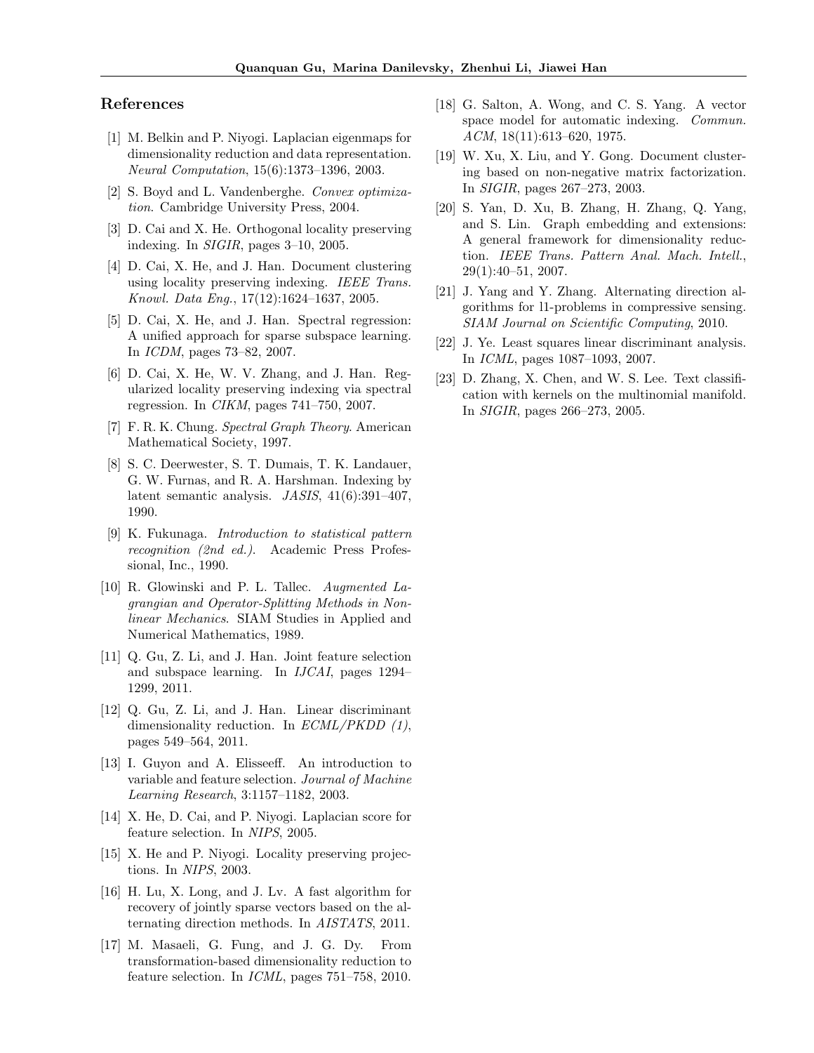## References

[1] M. Belkin and P. Niyogi. Laplacian eigenmaps for dimensionality reduction and data representation. *Neural Computation*, 15(6):1373–1396, 2003.

[2] S. Boyd and L. Vandenberghe. *Convex optimization*. Cambridge University Press, 2004.

[3] D. Cai and X. He. Orthogonal locality preserving indexing. In *SIGIR*, pages 3–10, 2005.

[4] D. Cai, X. He, and J. Han. Document clustering using locality preserving indexing. *IEEE Trans. Knowl. Data Eng.*, 17(12):1624–1637, 2005.

[5] D. Cai, X. He, and J. Han. Spectral regression: A unified approach for sparse subspace learning. In *ICDM*, pages 73–82, 2007.

[6] D. Cai, X. He, W. V. Zhang, and J. Han. Regularized locality preserving indexing via spectral regression. In *CIKM*, pages 741–750, 2007.

[7] F. R. K. Chung. *Spectral Graph Theory*. American Mathematical Society, 1997.

[8] S. C. Deerwester, S. T. Dumais, T. K. Landauer, G. W. Furnas, and R. A. Harshman. Indexing by latent semantic analysis. *JASIS*, 41(6):391–407, 1990.

[9] K. Fukunaga. *Introduction to statistical pattern recognition (2nd ed.)*. Academic Press Professional, Inc., 1990.

[10] R. Glowinski and P. L. Tallec. *Augmented Lagrangian and Operator-Splitting Methods in Nonlinear Mechanics*. SIAM Studies in Applied and Numerical Mathematics, 1989.

[11] Q. Gu, Z. Li, and J. Han. Joint feature selection and subspace learning. In *IJCAI*, pages 1294–1299, 2011.

[12] Q. Gu, Z. Li, and J. Han. Linear discriminant dimensionality reduction. In *ECML/PKDD (1)*, pages 549–564, 2011.

[13] I. Guyon and A. Elisseeff. An introduction to variable and feature selection. *Journal of Machine Learning Research*, 3:1157–1182, 2003.

[14] X. He, D. Cai, and P. Niyogi. Laplacian score for feature selection. In *NIPS*, 2005.

[15] X. He and P. Niyogi. Locality preserving projections. In *NIPS*, 2003.

[16] H. Lu, X. Long, and J. Lv. A fast algorithm for recovery of jointly sparse vectors based on the alternating direction methods. In *AISTATS*, 2011.

[17] M. Masaeli, G. Fung, and J. G. Dy. From transformation-based dimensionality reduction to feature selection. In *ICML*, pages 751–758, 2010.

[18] G. Salton, A. Wong, and C. S. Yang. A vector space model for automatic indexing. *Commun. ACM*, 18(11):613–620, 1975.

[19] W. Xu, X. Liu, and Y. Gong. Document clustering based on non-negative matrix factorization. In *SIGIR*, pages 267–273, 2003.

[20] S. Yan, D. Xu, B. Zhang, H. Zhang, Q. Yang, and S. Lin. Graph embedding and extensions: A general framework for dimensionality reduction. *IEEE Trans. Pattern Anal. Mach. Intell.*, 29(1):40–51, 2007.

[21] J. Yang and Y. Zhang. Alternating direction algorithms for l1-problems in compressive sensing. *SIAM Journal on Scientific Computing*, 2010.

[22] J. Ye. Least squares linear discriminant analysis. In *ICML*, pages 1087–1093, 2007.

[23] D. Zhang, X. Chen, and W. S. Lee. Text classification with kernels on the multinomial manifold. In *SIGIR*, pages 266–273, 2005.